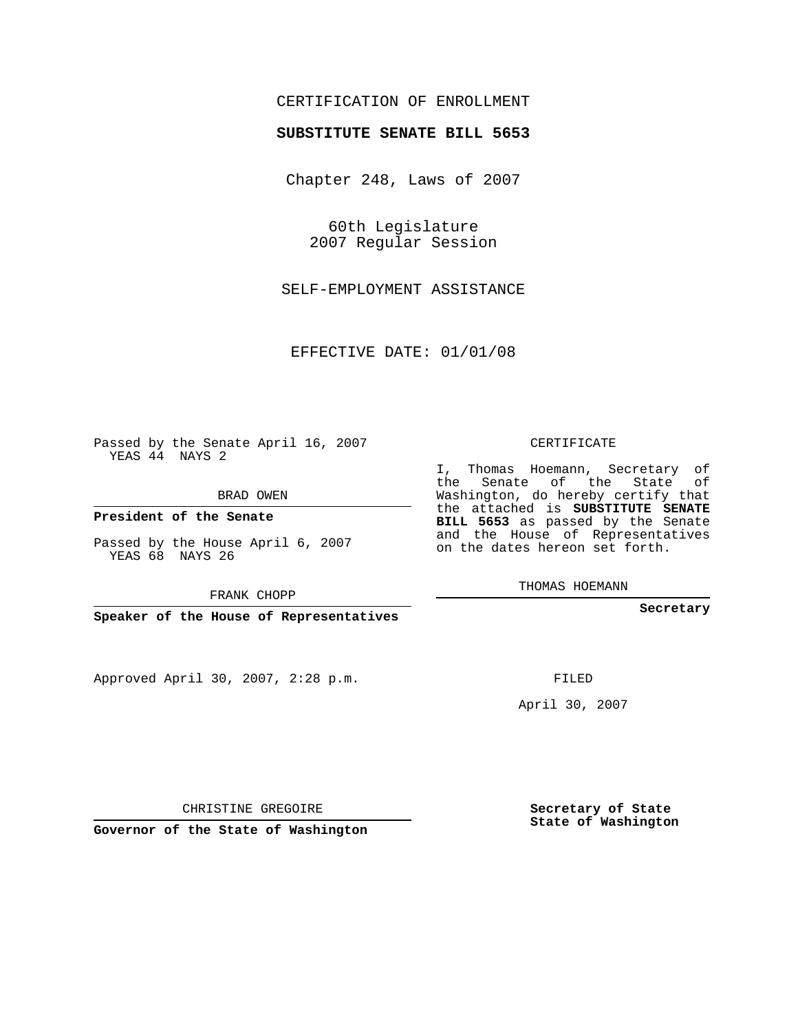CERTIFICATION OF ENROLLMENT

**SUBSTITUTE SENATE BILL 5653**

Chapter 248, Laws of 2007

60th Legislature
2007 Regular Session

SELF-EMPLOYMENT ASSISTANCE

EFFECTIVE DATE: 01/01/08

Passed by the Senate April 16, 2007
YEAS 44 NAYS 2

BRAD OWEN

**President of the Senate**

Passed by the House April 6, 2007
YEAS 68 NAYS 26

FRANK CHOPP

**Speaker of the House of Representatives**

CERTIFICATE

I, Thomas Hoemann, Secretary of the Senate of the State of Washington, do hereby certify that the attached is **SUBSTITUTE SENATE BILL 5653** as passed by the Senate and the House of Representatives on the dates hereon set forth.

THOMAS HOEMANN

**Secretary**

Approved April 30, 2007, 2:28 p.m.

FILED

April 30, 2007

CHRISTINE GREGOIRE

**Governor of the State of Washington**

**Secretary of State**
**State of Washington**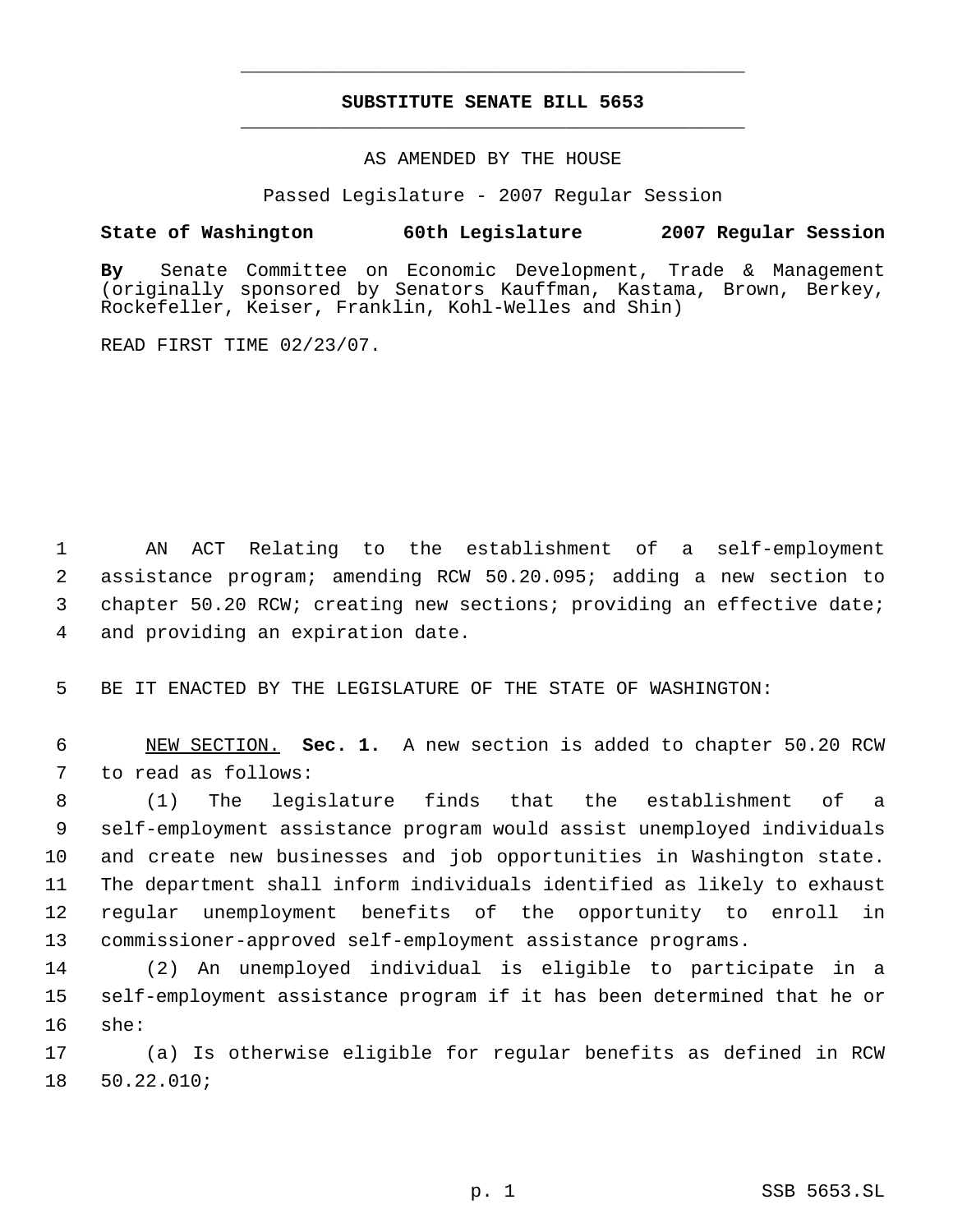# SUBSTITUTE SENATE BILL 5653

AS AMENDED BY THE HOUSE

Passed Legislature - 2007 Regular Session

**State of Washington 60th Legislature 2007 Regular Session**

**By** Senate Committee on Economic Development, Trade & Management (originally sponsored by Senators Kauffman, Kastama, Brown, Berkey, Rockefeller, Keiser, Franklin, Kohl-Welles and Shin)

READ FIRST TIME 02/23/07.

AN ACT Relating to the establishment of a self-employment assistance program; amending RCW 50.20.095; adding a new section to chapter 50.20 RCW; creating new sections; providing an effective date; and providing an expiration date.

BE IT ENACTED BY THE LEGISLATURE OF THE STATE OF WASHINGTON:

NEW SECTION. **Sec. 1.** A new section is added to chapter 50.20 RCW to read as follows:

(1) The legislature finds that the establishment of a self-employment assistance program would assist unemployed individuals and create new businesses and job opportunities in Washington state. The department shall inform individuals identified as likely to exhaust regular unemployment benefits of the opportunity to enroll in commissioner-approved self-employment assistance programs.

(2) An unemployed individual is eligible to participate in a self-employment assistance program if it has been determined that he or she:

(a) Is otherwise eligible for regular benefits as defined in RCW 50.22.010;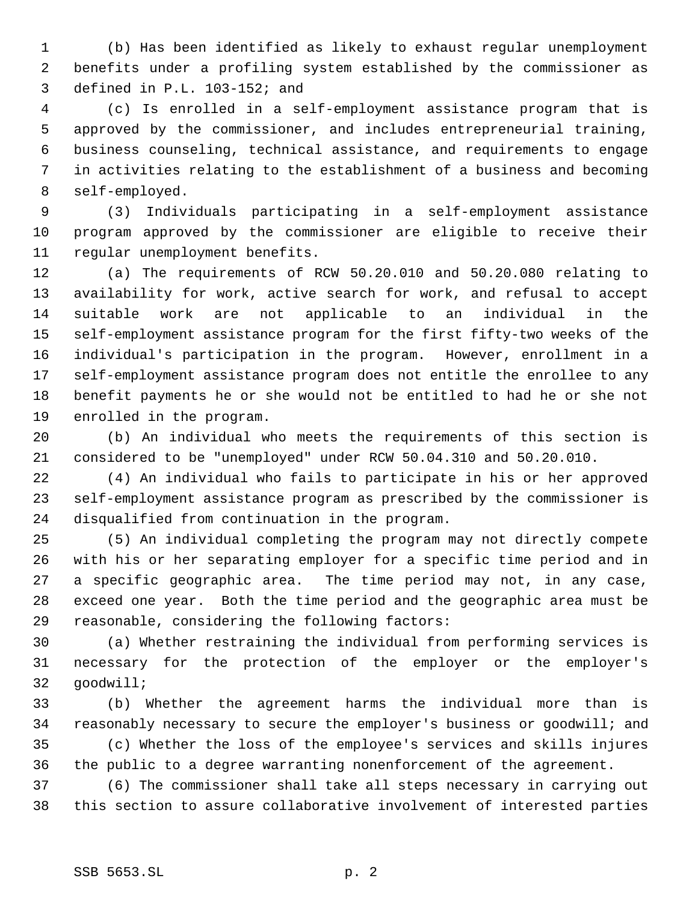(b) Has been identified as likely to exhaust regular unemployment benefits under a profiling system established by the commissioner as defined in P.L. 103-152; and

(c) Is enrolled in a self-employment assistance program that is approved by the commissioner, and includes entrepreneurial training, business counseling, technical assistance, and requirements to engage in activities relating to the establishment of a business and becoming self-employed.

(3) Individuals participating in a self-employment assistance program approved by the commissioner are eligible to receive their regular unemployment benefits.

(a) The requirements of RCW 50.20.010 and 50.20.080 relating to availability for work, active search for work, and refusal to accept suitable work are not applicable to an individual in the self-employment assistance program for the first fifty-two weeks of the individual's participation in the program. However, enrollment in a self-employment assistance program does not entitle the enrollee to any benefit payments he or she would not be entitled to had he or she not enrolled in the program.

(b) An individual who meets the requirements of this section is considered to be "unemployed" under RCW 50.04.310 and 50.20.010.

(4) An individual who fails to participate in his or her approved self-employment assistance program as prescribed by the commissioner is disqualified from continuation in the program.

(5) An individual completing the program may not directly compete with his or her separating employer for a specific time period and in a specific geographic area. The time period may not, in any case, exceed one year. Both the time period and the geographic area must be reasonable, considering the following factors:

(a) Whether restraining the individual from performing services is necessary for the protection of the employer or the employer's goodwill;

(b) Whether the agreement harms the individual more than is reasonably necessary to secure the employer's business or goodwill; and

(c) Whether the loss of the employee's services and skills injures the public to a degree warranting nonenforcement of the agreement.

(6) The commissioner shall take all steps necessary in carrying out this section to assure collaborative involvement of interested parties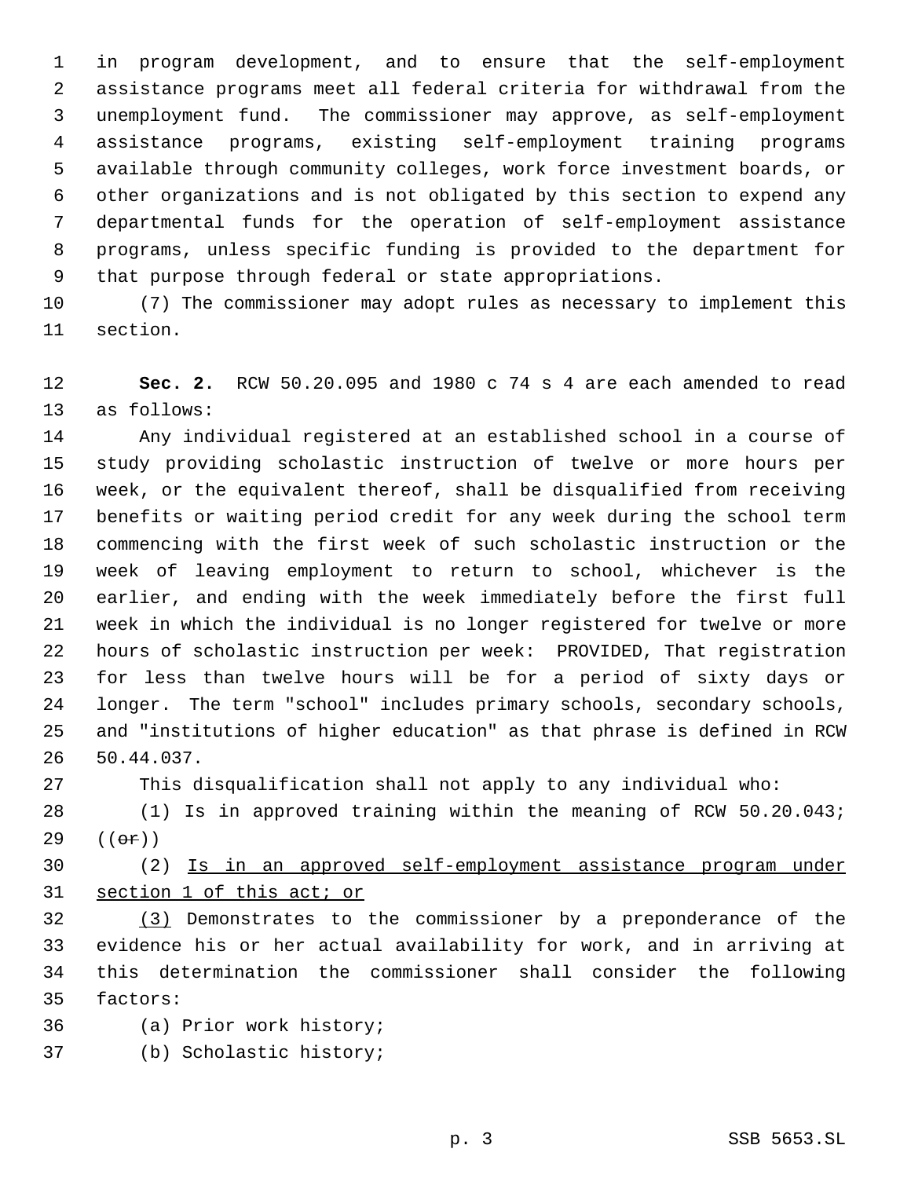in program development, and to ensure that the self-employment assistance programs meet all federal criteria for withdrawal from the unemployment fund. The commissioner may approve, as self-employment assistance programs, existing self-employment training programs available through community colleges, work force investment boards, or other organizations and is not obligated by this section to expend any departmental funds for the operation of self-employment assistance programs, unless specific funding is provided to the department for that purpose through federal or state appropriations.

(7) The commissioner may adopt rules as necessary to implement this section.

**Sec. 2.** RCW 50.20.095 and 1980 c 74 s 4 are each amended to read as follows:

Any individual registered at an established school in a course of study providing scholastic instruction of twelve or more hours per week, or the equivalent thereof, shall be disqualified from receiving benefits or waiting period credit for any week during the school term commencing with the first week of such scholastic instruction or the week of leaving employment to return to school, whichever is the earlier, and ending with the week immediately before the first full week in which the individual is no longer registered for twelve or more hours of scholastic instruction per week: PROVIDED, That registration for less than twelve hours will be for a period of sixty days or longer. The term "school" includes primary schools, secondary schools, and "institutions of higher education" as that phrase is defined in RCW 50.44.037.

This disqualification shall not apply to any individual who:

(1) Is in approved training within the meaning of RCW 50.20.043; ((~~or~~))

(2) <u>Is in an approved self-employment assistance program under section 1 of this act; or</u>

<u>(3)</u> Demonstrates to the commissioner by a preponderance of the evidence his or her actual availability for work, and in arriving at this determination the commissioner shall consider the following factors:

(a) Prior work history;

(b) Scholastic history;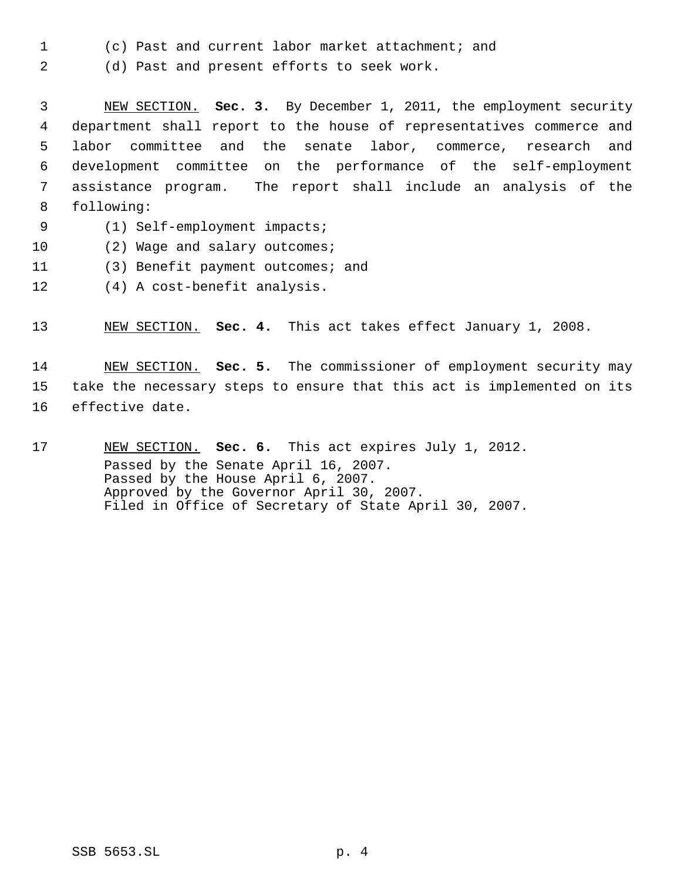(c) Past and current labor market attachment; and

(d) Past and present efforts to seek work.

NEW SECTION. **Sec. 3.** By December 1, 2011, the employment security department shall report to the house of representatives commerce and labor committee and the senate labor, commerce, research and development committee on the performance of the self-employment assistance program. The report shall include an analysis of the following:

(1) Self-employment impacts;

(2) Wage and salary outcomes;

(3) Benefit payment outcomes; and

(4) A cost-benefit analysis.

NEW SECTION. **Sec. 4.** This act takes effect January 1, 2008.

NEW SECTION. **Sec. 5.** The commissioner of employment security may take the necessary steps to ensure that this act is implemented on its effective date.

NEW SECTION. **Sec. 6.** This act expires July 1, 2012.

Passed by the Senate April 16, 2007.
Passed by the House April 6, 2007.
Approved by the Governor April 30, 2007.
Filed in Office of Secretary of State April 30, 2007.